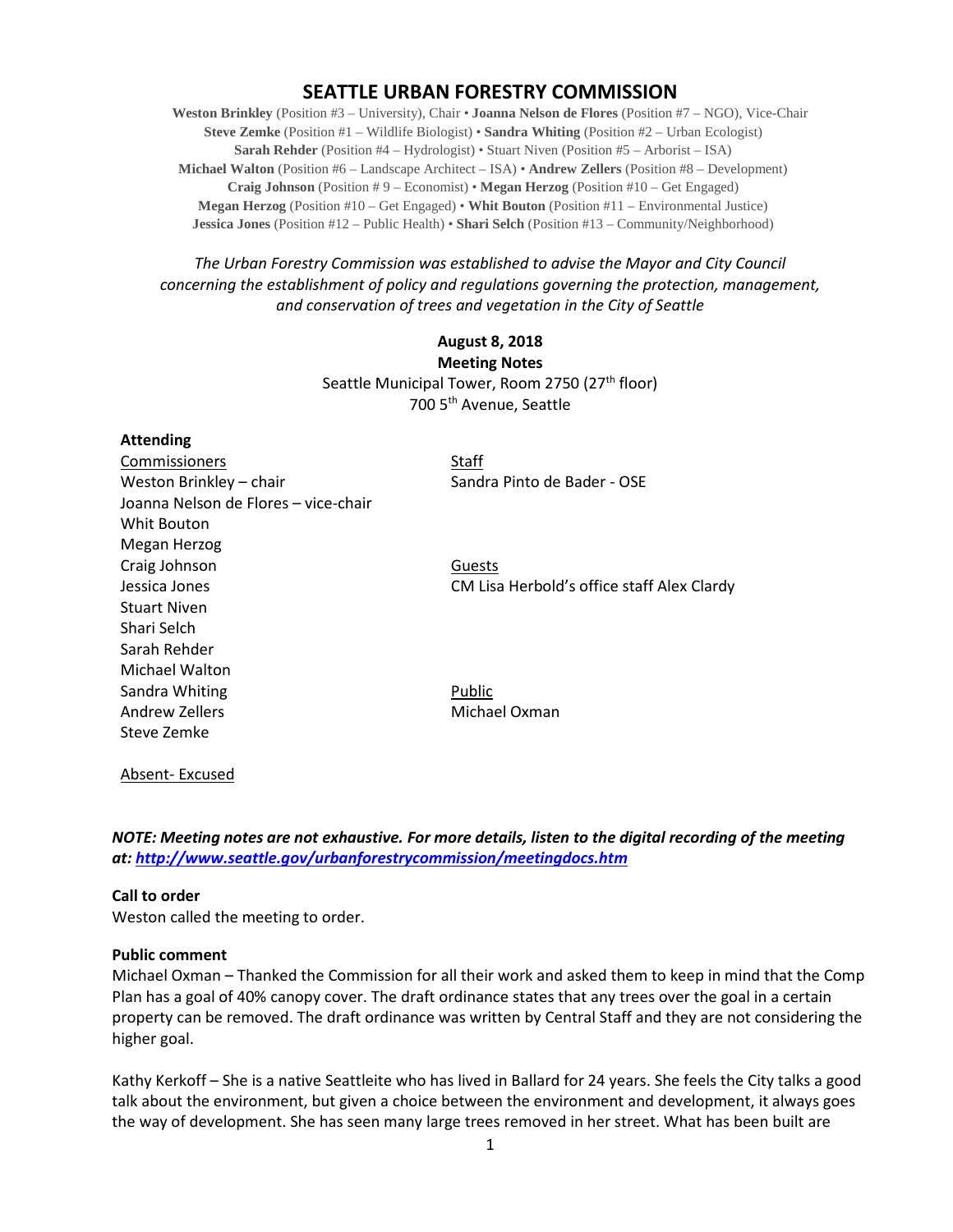# SEATTLE URBAN FORESTRY COMMISSION

**Weston Brinkley** (Position #3 – University), Chair • **Joanna Nelson de Flores** (Position #7 – NGO), Vice-Chair
**Steve Zemke** (Position #1 – Wildlife Biologist) • **Sandra Whiting** (Position #2 – Urban Ecologist)
**Sarah Rehder** (Position #4 – Hydrologist) • Stuart Niven (Position #5 – Arborist – ISA)
**Michael Walton** (Position #6 – Landscape Architect – ISA) • **Andrew Zellers** (Position #8 – Development)
**Craig Johnson** (Position # 9 – Economist) • **Megan Herzog** (Position #10 – Get Engaged)
**Megan Herzog** (Position #10 – Get Engaged) • **Whit Bouton** (Position #11 – Environmental Justice)
**Jessica Jones** (Position #12 – Public Health) • **Shari Selch** (Position #13 – Community/Neighborhood)

*The Urban Forestry Commission was established to advise the Mayor and City Council concerning the establishment of policy and regulations governing the protection, management, and conservation of trees and vegetation in the City of Seattle*

**August 8, 2018**
**Meeting Notes**
Seattle Municipal Tower, Room 2750 (27th floor)
700 5th Avenue, Seattle

**Attending**

Commissioners
Weston Brinkley – chair
Joanna Nelson de Flores – vice-chair
Whit Bouton
Megan Herzog
Craig Johnson
Jessica Jones
Stuart Niven
Shari Selch
Sarah Rehder
Michael Walton
Sandra Whiting
Andrew Zellers
Steve Zemke

Staff
Sandra Pinto de Bader - OSE

Guests
CM Lisa Herbold's office staff Alex Clardy

Public
Michael Oxman

Absent- Excused

***NOTE: Meeting notes are not exhaustive. For more details, listen to the digital recording of the meeting at: http://www.seattle.gov/urbanforestrycommission/meetingdocs.htm***

**Call to order**
Weston called the meeting to order.

**Public comment**
Michael Oxman – Thanked the Commission for all their work and asked them to keep in mind that the Comp Plan has a goal of 40% canopy cover. The draft ordinance states that any trees over the goal in a certain property can be removed. The draft ordinance was written by Central Staff and they are not considering the higher goal.

Kathy Kerkoff – She is a native Seattleite who has lived in Ballard for 24 years. She feels the City talks a good talk about the environment, but given a choice between the environment and development, it always goes the way of development. She has seen many large trees removed in her street. What has been built are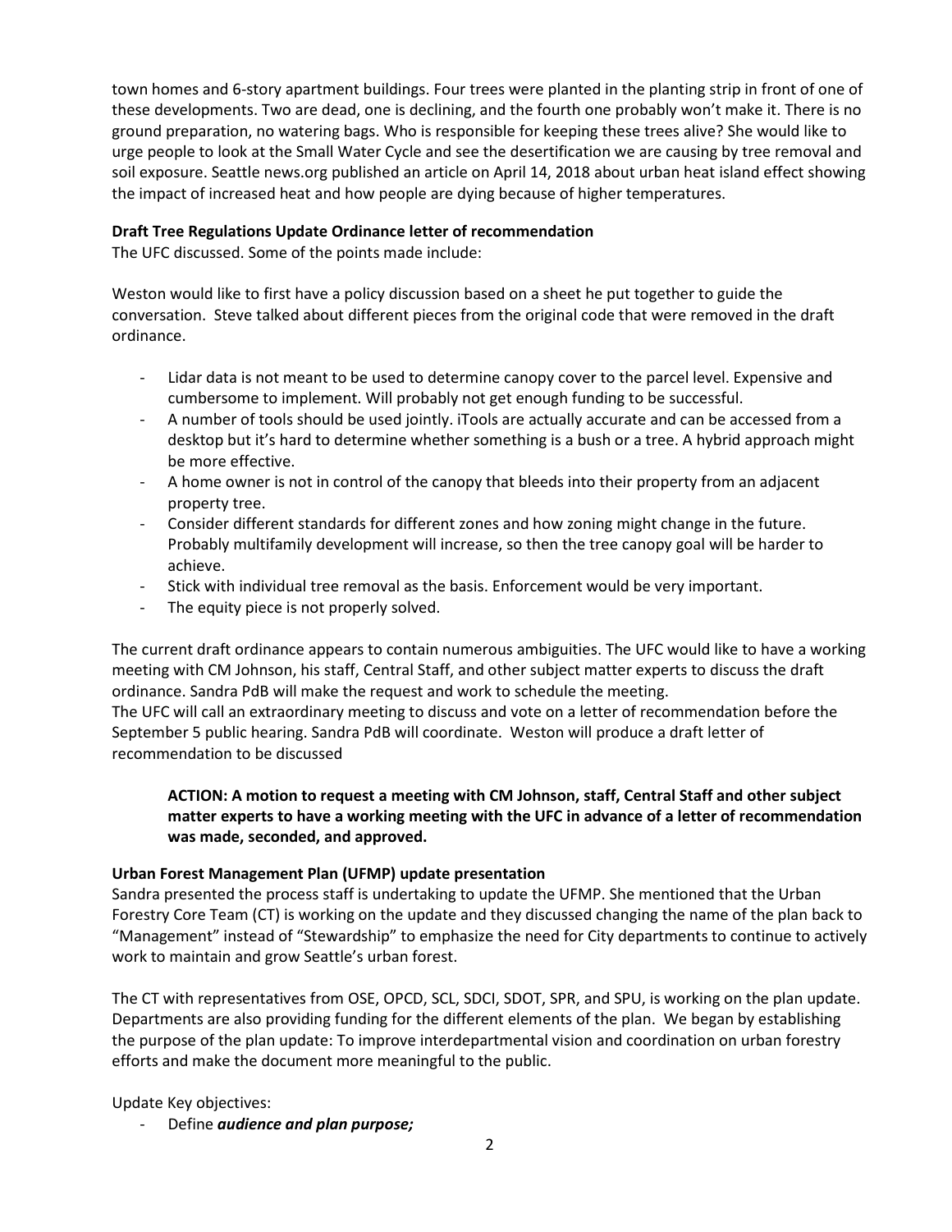town homes and 6-story apartment buildings. Four trees were planted in the planting strip in front of one of these developments. Two are dead, one is declining, and the fourth one probably won't make it. There is no ground preparation, no watering bags. Who is responsible for keeping these trees alive? She would like to urge people to look at the Small Water Cycle and see the desertification we are causing by tree removal and soil exposure. Seattle news.org published an article on April 14, 2018 about urban heat island effect showing the impact of increased heat and how people are dying because of higher temperatures.

**Draft Tree Regulations Update Ordinance letter of recommendation**

The UFC discussed. Some of the points made include:

Weston would like to first have a policy discussion based on a sheet he put together to guide the conversation. Steve talked about different pieces from the original code that were removed in the draft ordinance.

- Lidar data is not meant to be used to determine canopy cover to the parcel level. Expensive and cumbersome to implement. Will probably not get enough funding to be successful.
- A number of tools should be used jointly. iTools are actually accurate and can be accessed from a desktop but it's hard to determine whether something is a bush or a tree. A hybrid approach might be more effective.
- A home owner is not in control of the canopy that bleeds into their property from an adjacent property tree.
- Consider different standards for different zones and how zoning might change in the future. Probably multifamily development will increase, so then the tree canopy goal will be harder to achieve.
- Stick with individual tree removal as the basis. Enforcement would be very important.
- The equity piece is not properly solved.

The current draft ordinance appears to contain numerous ambiguities. The UFC would like to have a working meeting with CM Johnson, his staff, Central Staff, and other subject matter experts to discuss the draft ordinance. Sandra PdB will make the request and work to schedule the meeting.
The UFC will call an extraordinary meeting to discuss and vote on a letter of recommendation before the September 5 public hearing. Sandra PdB will coordinate. Weston will produce a draft letter of recommendation to be discussed

> **ACTION: A motion to request a meeting with CM Johnson, staff, Central Staff and other subject matter experts to have a working meeting with the UFC in advance of a letter of recommendation was made, seconded, and approved.**

**Urban Forest Management Plan (UFMP) update presentation**

Sandra presented the process staff is undertaking to update the UFMP. She mentioned that the Urban Forestry Core Team (CT) is working on the update and they discussed changing the name of the plan back to "Management" instead of "Stewardship" to emphasize the need for City departments to continue to actively work to maintain and grow Seattle's urban forest.

The CT with representatives from OSE, OPCD, SCL, SDCI, SDOT, SPR, and SPU, is working on the plan update. Departments are also providing funding for the different elements of the plan. We began by establishing the purpose of the plan update: To improve interdepartmental vision and coordination on urban forestry efforts and make the document more meaningful to the public.

Update Key objectives:

- Define ***audience and plan purpose;***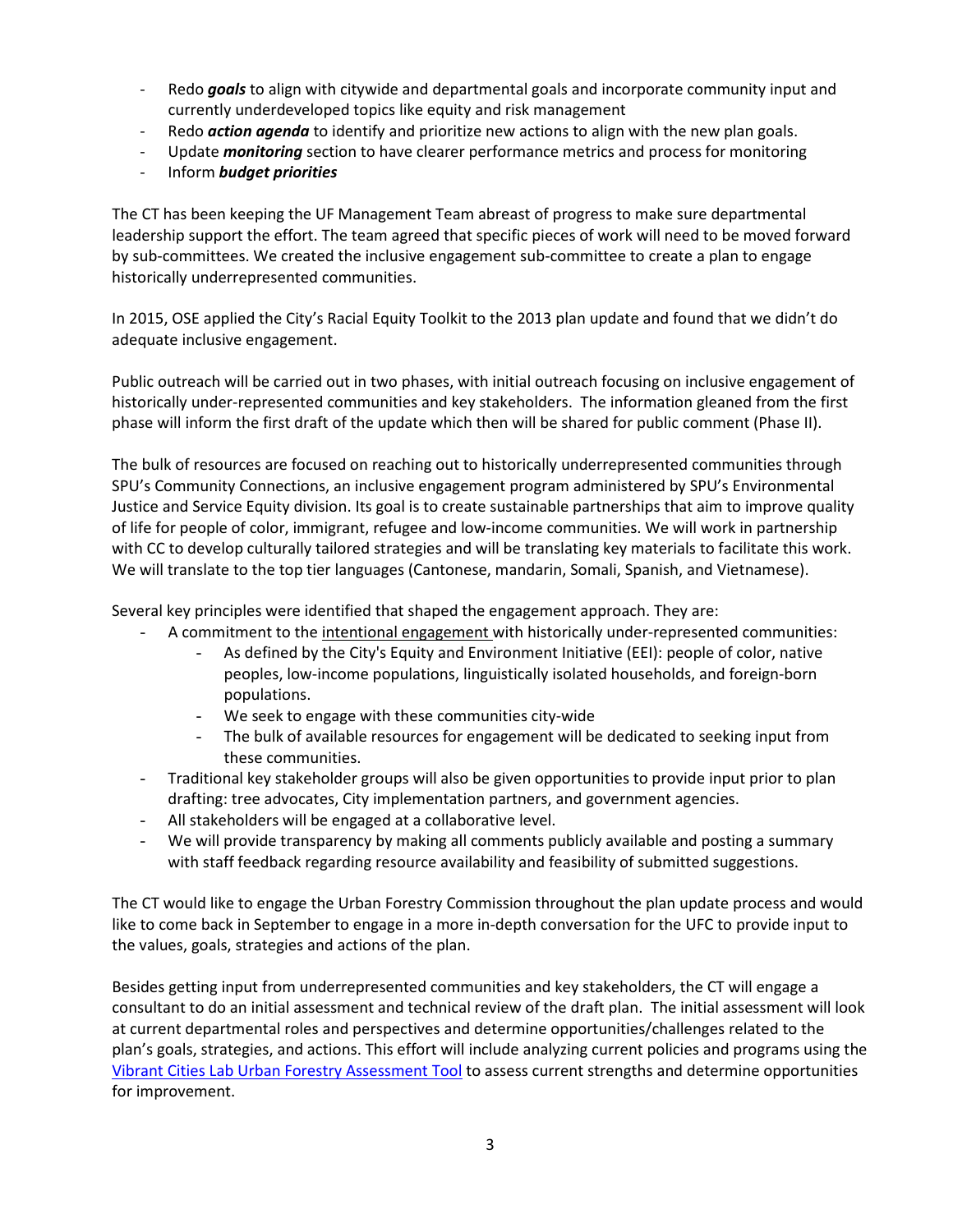- Redo ***goals*** to align with citywide and departmental goals and incorporate community input and currently underdeveloped topics like equity and risk management
- Redo ***action agenda*** to identify and prioritize new actions to align with the new plan goals.
- Update ***monitoring*** section to have clearer performance metrics and process for monitoring
- Inform ***budget priorities***

The CT has been keeping the UF Management Team abreast of progress to make sure departmental leadership support the effort. The team agreed that specific pieces of work will need to be moved forward by sub-committees. We created the inclusive engagement sub-committee to create a plan to engage historically underrepresented communities.

In 2015, OSE applied the City's Racial Equity Toolkit to the 2013 plan update and found that we didn't do adequate inclusive engagement.

Public outreach will be carried out in two phases, with initial outreach focusing on inclusive engagement of historically under-represented communities and key stakeholders. The information gleaned from the first phase will inform the first draft of the update which then will be shared for public comment (Phase II).

The bulk of resources are focused on reaching out to historically underrepresented communities through SPU's Community Connections, an inclusive engagement program administered by SPU's Environmental Justice and Service Equity division. Its goal is to create sustainable partnerships that aim to improve quality of life for people of color, immigrant, refugee and low-income communities. We will work in partnership with CC to develop culturally tailored strategies and will be translating key materials to facilitate this work. We will translate to the top tier languages (Cantonese, mandarin, Somali, Spanish, and Vietnamese).

Several key principles were identified that shaped the engagement approach. They are:

- A commitment to the intentional engagement with historically under-represented communities:
  - As defined by the City's Equity and Environment Initiative (EEI): people of color, native peoples, low-income populations, linguistically isolated households, and foreign-born populations.
  - We seek to engage with these communities city-wide
  - The bulk of available resources for engagement will be dedicated to seeking input from these communities.
- Traditional key stakeholder groups will also be given opportunities to provide input prior to plan drafting: tree advocates, City implementation partners, and government agencies.
- All stakeholders will be engaged at a collaborative level.
- We will provide transparency by making all comments publicly available and posting a summary with staff feedback regarding resource availability and feasibility of submitted suggestions.

The CT would like to engage the Urban Forestry Commission throughout the plan update process and would like to come back in September to engage in a more in-depth conversation for the UFC to provide input to the values, goals, strategies and actions of the plan.

Besides getting input from underrepresented communities and key stakeholders, the CT will engage a consultant to do an initial assessment and technical review of the draft plan. The initial assessment will look at current departmental roles and perspectives and determine opportunities/challenges related to the plan's goals, strategies, and actions. This effort will include analyzing current policies and programs using the Vibrant Cities Lab Urban Forestry Assessment Tool to assess current strengths and determine opportunities for improvement.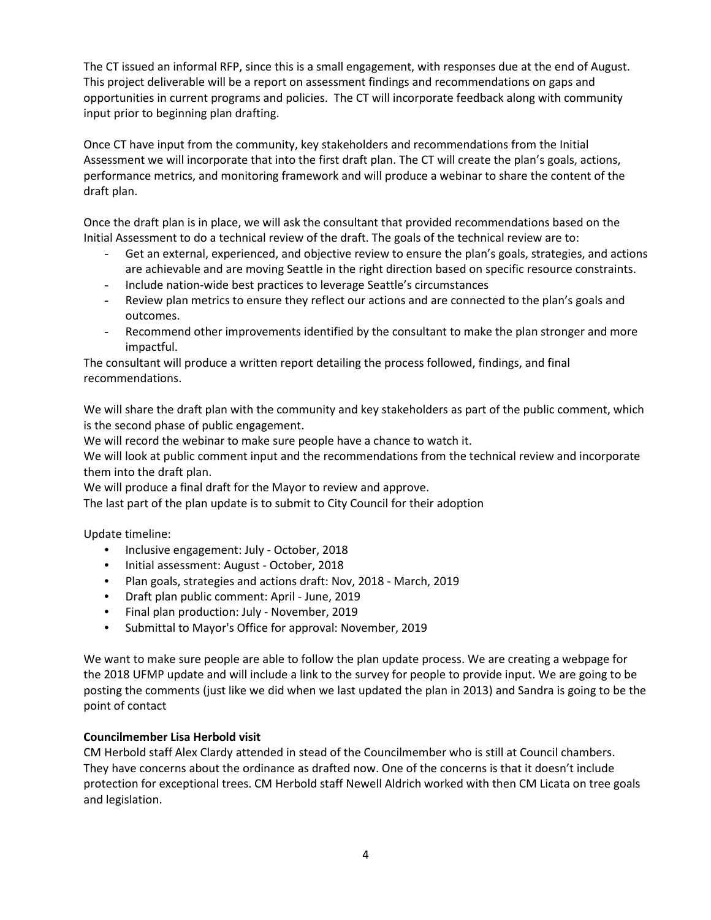The CT issued an informal RFP, since this is a small engagement, with responses due at the end of August. This project deliverable will be a report on assessment findings and recommendations on gaps and opportunities in current programs and policies. The CT will incorporate feedback along with community input prior to beginning plan drafting.

Once CT have input from the community, key stakeholders and recommendations from the Initial Assessment we will incorporate that into the first draft plan. The CT will create the plan's goals, actions, performance metrics, and monitoring framework and will produce a webinar to share the content of the draft plan.

Once the draft plan is in place, we will ask the consultant that provided recommendations based on the Initial Assessment to do a technical review of the draft. The goals of the technical review are to:

- Get an external, experienced, and objective review to ensure the plan's goals, strategies, and actions are achievable and are moving Seattle in the right direction based on specific resource constraints.
- Include nation-wide best practices to leverage Seattle's circumstances
- Review plan metrics to ensure they reflect our actions and are connected to the plan's goals and outcomes.
- Recommend other improvements identified by the consultant to make the plan stronger and more impactful.

The consultant will produce a written report detailing the process followed, findings, and final recommendations.

We will share the draft plan with the community and key stakeholders as part of the public comment, which is the second phase of public engagement.
We will record the webinar to make sure people have a chance to watch it.
We will look at public comment input and the recommendations from the technical review and incorporate them into the draft plan.
We will produce a final draft for the Mayor to review and approve.
The last part of the plan update is to submit to City Council for their adoption

Update timeline:

- Inclusive engagement: July - October, 2018
- Initial assessment: August - October, 2018
- Plan goals, strategies and actions draft: Nov, 2018 - March, 2019
- Draft plan public comment: April - June, 2019
- Final plan production: July - November, 2019
- Submittal to Mayor's Office for approval: November, 2019

We want to make sure people are able to follow the plan update process. We are creating a webpage for the 2018 UFMP update and will include a link to the survey for people to provide input. We are going to be posting the comments (just like we did when we last updated the plan in 2013) and Sandra is going to be the point of contact

**Councilmember Lisa Herbold visit**

CM Herbold staff Alex Clardy attended in stead of the Councilmember who is still at Council chambers. They have concerns about the ordinance as drafted now. One of the concerns is that it doesn't include protection for exceptional trees. CM Herbold staff Newell Aldrich worked with then CM Licata on tree goals and legislation.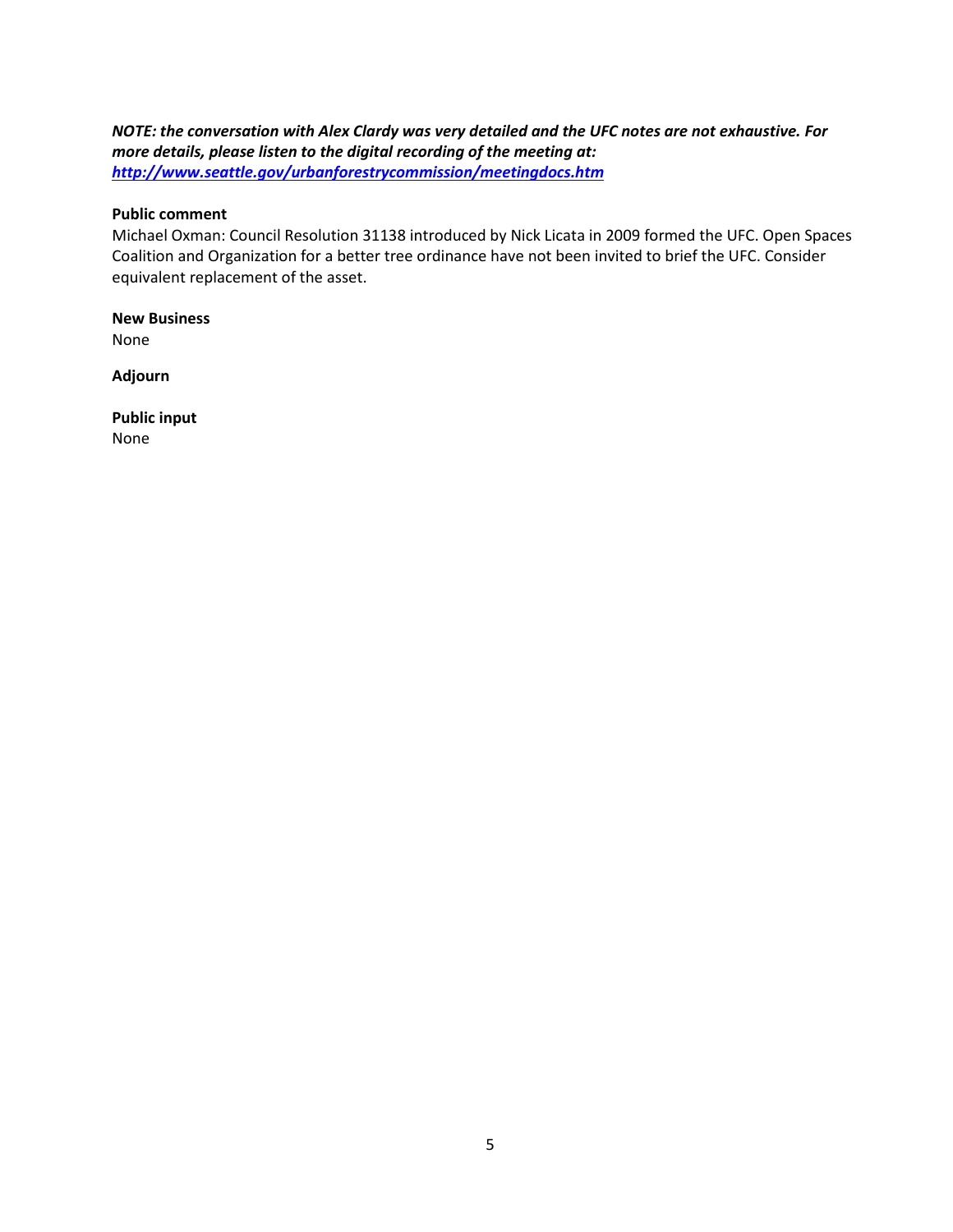***NOTE: the conversation with Alex Clardy was very detailed and the UFC notes are not exhaustive. For more details, please listen to the digital recording of the meeting at: [http://www.seattle.gov/urbanforestrycommission/meetingdocs.htm](http://www.seattle.gov/urbanforestrycommission/meetingdocs.htm)***

**Public comment**

Michael Oxman: Council Resolution 31138 introduced by Nick Licata in 2009 formed the UFC. Open Spaces Coalition and Organization for a better tree ordinance have not been invited to brief the UFC. Consider equivalent replacement of the asset.

**New Business**

None

**Adjourn**

**Public input**

None